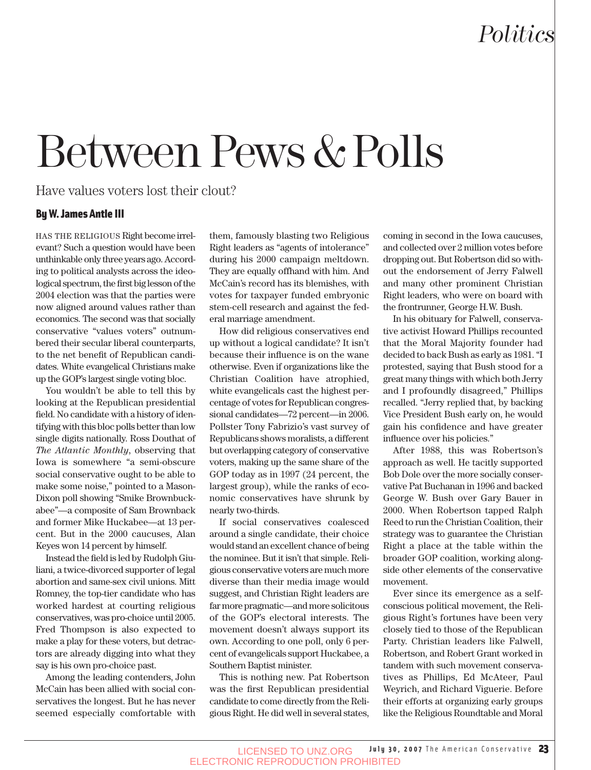# Between Pews & Polls

Have values voters lost their clout?

**By W. James Antle III**

HAS THE RELIGIOUS Right become irrelevant? Such a question would have been unthinkable only three years ago. According to political analysts across the ideological spectrum, the first big lesson of the 2004 election was that the parties were now aligned around values rather than economics. The second was that socially conservative "values voters" outnumbered their secular liberal counterparts, to the net benefit of Republican candidates. White evangelical Christians make up the GOP's largest single voting bloc.

You wouldn't be able to tell this by looking at the Republican presidential field. No candidate with a history of identifying with this bloc polls better than low single digits nationally. Ross Douthat of *The Atlantic Monthly*, observing that Iowa is somewhere "a semi-obscure social conservative ought to be able to make some noise," pointed to a Mason-Dixon poll showing "Smike Brownbuckabee"—a composite of Sam Brownback and former Mike Huckabee—at 13 percent. But in the 2000 caucuses, Alan Keyes won 14 percent by himself.

Instead the field is led by Rudolph Giuliani, a twice-divorced supporter of legal abortion and same-sex civil unions. Mitt Romney, the top-tier candidate who has worked hardest at courting religious conservatives, was pro-choice until 2005. Fred Thompson is also expected to make a play for these voters, but detractors are already digging into what they say is his own pro-choice past.

Among the leading contenders, John McCain has been allied with social conservatives the longest. But he has never seemed especially comfortable with them, famously blasting two Religious Right leaders as "agents of intolerance" during his 2000 campaign meltdown. They are equally offhand with him. And McCain's record has its blemishes, with votes for taxpayer funded embryonic stem-cell research and against the federal marriage amendment.

How did religious conservatives end up without a logical candidate? It isn't because their influence is on the wane otherwise. Even if organizations like the Christian Coalition have atrophied, white evangelicals cast the highest percentage of votes for Republican congressional candidates—72 percent—in 2006. Pollster Tony Fabrizio's vast survey of Republicans shows moralists, a different but overlapping category of conservative voters, making up the same share of the GOP today as in 1997 (24 percent, the largest group), while the ranks of economic conservatives have shrunk by nearly two-thirds.

If social conservatives coalesced around a single candidate, their choice would stand an excellent chance of being the nominee. But it isn't that simple. Religious conservative voters are much more diverse than their media image would suggest, and Christian Right leaders are far more pragmatic—and more solicitous of the GOP's electoral interests. The movement doesn't always support its own. According to one poll, only 6 percent of evangelicals support Huckabee, a Southern Baptist minister.

This is nothing new. Pat Robertson was the first Republican presidential candidate to come directly from the Religious Right. He did well in several states, coming in second in the Iowa caucuses, and collected over 2 million votes before dropping out. But Robertson did so without the endorsement of Jerry Falwell and many other prominent Christian Right leaders, who were on board with the frontrunner, George H.W. Bush.

In his obituary for Falwell, conservative activist Howard Phillips recounted that the Moral Majority founder had decided to back Bush as early as 1981. "I protested, saying that Bush stood for a great many things with which both Jerry and I profoundly disagreed," Phillips recalled. "Jerry replied that, by backing Vice President Bush early on, he would gain his confidence and have greater influence over his policies."

After 1988, this was Robertson's approach as well. He tacitly supported Bob Dole over the more socially conservative Pat Buchanan in 1996 and backed George W. Bush over Gary Bauer in 2000. When Robertson tapped Ralph Reed to run the Christian Coalition, their strategy was to guarantee the Christian Right a place at the table within the broader GOP coalition, working alongside other elements of the conservative movement.

Ever since its emergence as a self-conscious political movement, the Religious Right's fortunes have been very closely tied to those of the Republican Party. Christian leaders like Falwell, Robertson, and Robert Grant worked in tandem with such movement conservatives as Phillips, Ed McAteer, Paul Weyrich, and Richard Viguerie. Before their efforts at organizing early groups like the Religious Roundtable and Moral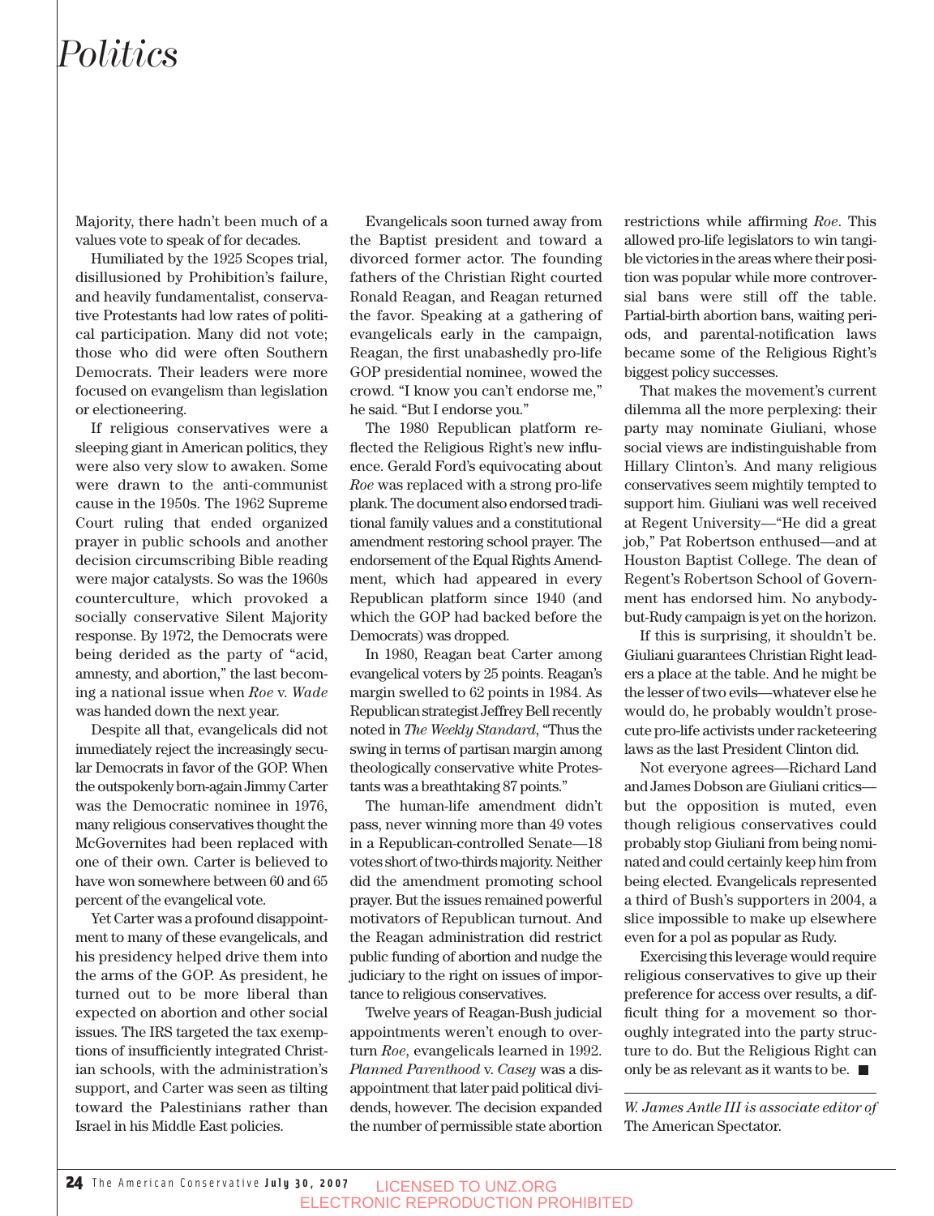Majority, there hadn't been much of a values vote to speak of for decades.

Humiliated by the 1925 Scopes trial, disillusioned by Prohibition's failure, and heavily fundamentalist, conservative Protestants had low rates of political participation. Many did not vote; those who did were often Southern Democrats. Their leaders were more focused on evangelism than legislation or electioneering.

If religious conservatives were a sleeping giant in American politics, they were also very slow to awaken. Some were drawn to the anti-communist cause in the 1950s. The 1962 Supreme Court ruling that ended organized prayer in public schools and another decision circumscribing Bible reading were major catalysts. So was the 1960s counterculture, which provoked a socially conservative Silent Majority response. By 1972, the Democrats were being derided as the party of "acid, amnesty, and abortion," the last becoming a national issue when *Roe* v. *Wade* was handed down the next year.

Despite all that, evangelicals did not immediately reject the increasingly secular Democrats in favor of the GOP. When the outspokenly born-again Jimmy Carter was the Democratic nominee in 1976, many religious conservatives thought the McGovernites had been replaced with one of their own. Carter is believed to have won somewhere between 60 and 65 percent of the evangelical vote.

Yet Carter was a profound disappointment to many of these evangelicals, and his presidency helped drive them into the arms of the GOP. As president, he turned out to be more liberal than expected on abortion and other social issues. The IRS targeted the tax exemptions of insufficiently integrated Christian schools, with the administration's support, and Carter was seen as tilting toward the Palestinians rather than Israel in his Middle East policies.

Evangelicals soon turned away from the Baptist president and toward a divorced former actor. The founding fathers of the Christian Right courted Ronald Reagan, and Reagan returned the favor. Speaking at a gathering of evangelicals early in the campaign, Reagan, the first unabashedly pro-life GOP presidential nominee, wowed the crowd. "I know you can't endorse me," he said. "But I endorse you."

The 1980 Republican platform reflected the Religious Right's new influence. Gerald Ford's equivocating about *Roe* was replaced with a strong pro-life plank. The document also endorsed traditional family values and a constitutional amendment restoring school prayer. The endorsement of the Equal Rights Amendment, which had appeared in every Republican platform since 1940 (and which the GOP had backed before the Democrats) was dropped.

In 1980, Reagan beat Carter among evangelical voters by 25 points. Reagan's margin swelled to 62 points in 1984. As Republican strategist Jeffrey Bell recently noted in *The Weekly Standard*, "Thus the swing in terms of partisan margin among theologically conservative white Protestants was a breathtaking 87 points."

The human-life amendment didn't pass, never winning more than 49 votes in a Republican-controlled Senate—18 votes short of two-thirds majority. Neither did the amendment promoting school prayer. But the issues remained powerful motivators of Republican turnout. And the Reagan administration did restrict public funding of abortion and nudge the judiciary to the right on issues of importance to religious conservatives.

Twelve years of Reagan-Bush judicial appointments weren't enough to overturn *Roe*, evangelicals learned in 1992. *Planned Parenthood* v. *Casey* was a disappointment that later paid political dividends, however. The decision expanded the number of permissible state abortion restrictions while affirming *Roe*. This allowed pro-life legislators to win tangible victories in the areas where their position was popular while more controversial bans were still off the table. Partial-birth abortion bans, waiting periods, and parental-notification laws became some of the Religious Right's biggest policy successes.

That makes the movement's current dilemma all the more perplexing: their party may nominate Giuliani, whose social views are indistinguishable from Hillary Clinton's. And many religious conservatives seem mightily tempted to support him. Giuliani was well received at Regent University—"He did a great job," Pat Robertson enthused—and at Houston Baptist College. The dean of Regent's Robertson School of Government has endorsed him. No anybody-but-Rudy campaign is yet on the horizon.

If this is surprising, it shouldn't be. Giuliani guarantees Christian Right leaders a place at the table. And he might be the lesser of two evils—whatever else he would do, he probably wouldn't prosecute pro-life activists under racketeering laws as the last President Clinton did.

Not everyone agrees—Richard Land and James Dobson are Giuliani critics—but the opposition is muted, even though religious conservatives could probably stop Giuliani from being nominated and could certainly keep him from being elected. Evangelicals represented a third of Bush's supporters in 2004, a slice impossible to make up elsewhere even for a pol as popular as Rudy.

Exercising this leverage would require religious conservatives to give up their preference for access over results, a difficult thing for a movement so thoroughly integrated into the party structure to do. But the Religious Right can only be as relevant as it wants to be. ■

---

*W. James Antle III is associate editor of* The American Spectator.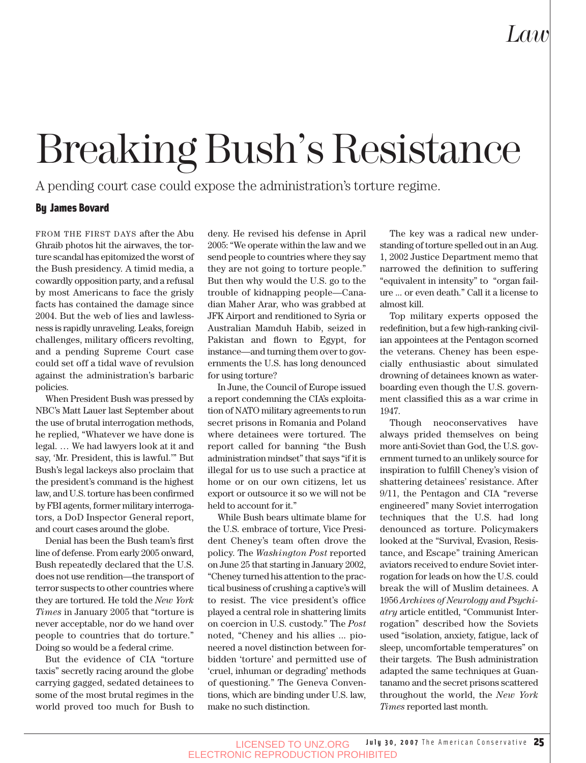# Breaking Bush's Resistance

A pending court case could expose the administration's torture regime.

**By James Bovard**

FROM THE FIRST DAYS after the Abu Ghraib photos hit the airwaves, the torture scandal has epitomized the worst of the Bush presidency. A timid media, a cowardly opposition party, and a refusal by most Americans to face the grisly facts has contained the damage since 2004. But the web of lies and lawlessness is rapidly unraveling. Leaks, foreign challenges, military officers revolting, and a pending Supreme Court case could set off a tidal wave of revulsion against the administration's barbaric policies.

When President Bush was pressed by NBC's Matt Lauer last September about the use of brutal interrogation methods, he replied, "Whatever we have done is legal. … We had lawyers look at it and say, 'Mr. President, this is lawful.'" But Bush's legal lackeys also proclaim that the president's command is the highest law, and U.S. torture has been confirmed by FBI agents, former military interrogators, a DoD Inspector General report, and court cases around the globe.

Denial has been the Bush team's first line of defense. From early 2005 onward, Bush repeatedly declared that the U.S. does not use rendition—the transport of terror suspects to other countries where they are tortured. He told the *New York Times* in January 2005 that "torture is never acceptable, nor do we hand over people to countries that do torture." Doing so would be a federal crime.

But the evidence of CIA "torture taxis" secretly racing around the globe carrying gagged, sedated detainees to some of the most brutal regimes in the world proved too much for Bush to deny. He revised his defense in April 2005: "We operate within the law and we send people to countries where they say they are not going to torture people." But then why would the U.S. go to the trouble of kidnapping people—Canadian Maher Arar, who was grabbed at JFK Airport and renditioned to Syria or Australian Mamduh Habib, seized in Pakistan and flown to Egypt, for instance—and turning them over to governments the U.S. has long denounced for using torture?

In June, the Council of Europe issued a report condemning the CIA's exploitation of NATO military agreements to run secret prisons in Romania and Poland where detainees were tortured. The report called for banning "the Bush administration mindset" that says "if it is illegal for us to use such a practice at home or on our own citizens, let us export or outsource it so we will not be held to account for it."

While Bush bears ultimate blame for the U.S. embrace of torture, Vice President Cheney's team often drove the policy. The *Washington Post* reported on June 25 that starting in January 2002, "Cheney turned his attention to the practical business of crushing a captive's will to resist. The vice president's office played a central role in shattering limits on coercion in U.S. custody." The *Post* noted, "Cheney and his allies ... pioneered a novel distinction between forbidden 'torture' and permitted use of 'cruel, inhuman or degrading' methods of questioning." The Geneva Conventions, which are binding under U.S. law, make no such distinction.

The key was a radical new understanding of torture spelled out in an Aug. 1, 2002 Justice Department memo that narrowed the definition to suffering "equivalent in intensity" to "organ failure ... or even death." Call it a license to almost kill.

Top military experts opposed the redefinition, but a few high-ranking civilian appointees at the Pentagon scorned the veterans. Cheney has been especially enthusiastic about simulated drowning of detainees known as waterboarding even though the U.S. government classified this as a war crime in 1947.

Though neoconservatives have always prided themselves on being more anti-Soviet than God, the U.S. government turned to an unlikely source for inspiration to fulfill Cheney's vision of shattering detainees' resistance. After 9/11, the Pentagon and CIA "reverse engineered" many Soviet interrogation techniques that the U.S. had long denounced as torture. Policymakers looked at the "Survival, Evasion, Resistance, and Escape" training American aviators received to endure Soviet interrogation for leads on how the U.S. could break the will of Muslim detainees. A 1956 *Archives of Neurology and Psychiatry* article entitled, "Communist Interrogation" described how the Soviets used "isolation, anxiety, fatigue, lack of sleep, uncomfortable temperatures" on their targets. The Bush administration adapted the same techniques at Guantanamo and the secret prisons scattered throughout the world, the *New York Times* reported last month.